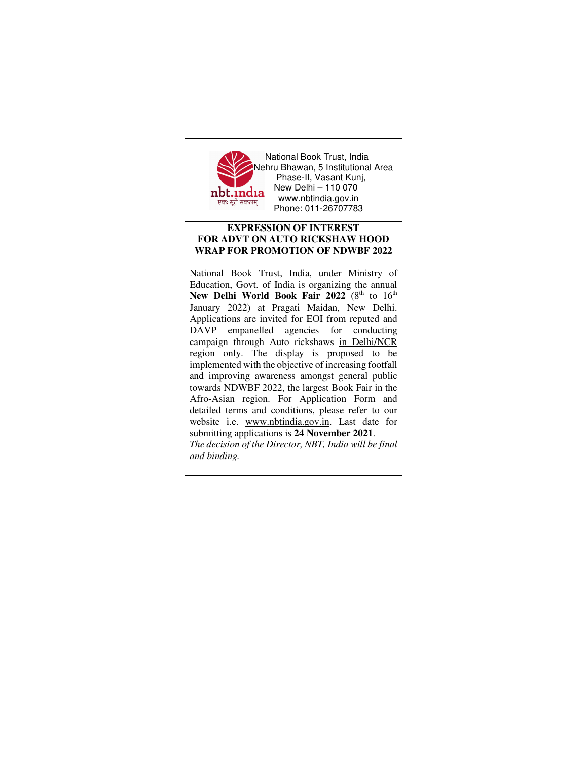nbt.india

एकः सूते सकलम्

National Book Trust, India
Nehru Bhawan, 5 Institutional Area
Phase-II, Vasant Kunj,
New Delhi – 110 070
www.nbtindia.gov.in
Phone: 011-26707783

## EXPRESSION OF INTEREST FOR ADVT ON AUTO RICKSHAW HOOD WRAP FOR PROMOTION OF NDWBF 2022

National Book Trust, India, under Ministry of Education, Govt. of India is organizing the annual **New Delhi World Book Fair 2022** (8th to 16th January 2022) at Pragati Maidan, New Delhi. Applications are invited for EOI from reputed and DAVP empanelled agencies for conducting campaign through Auto rickshaws in Delhi/NCR region only. The display is proposed to be implemented with the objective of increasing footfall and improving awareness amongst general public towards NDWBF 2022, the largest Book Fair in the Afro-Asian region. For Application Form and detailed terms and conditions, please refer to our website i.e. www.nbtindia.gov.in. Last date for submitting applications is **24 November 2021**.

*The decision of the Director, NBT, India will be final and binding.*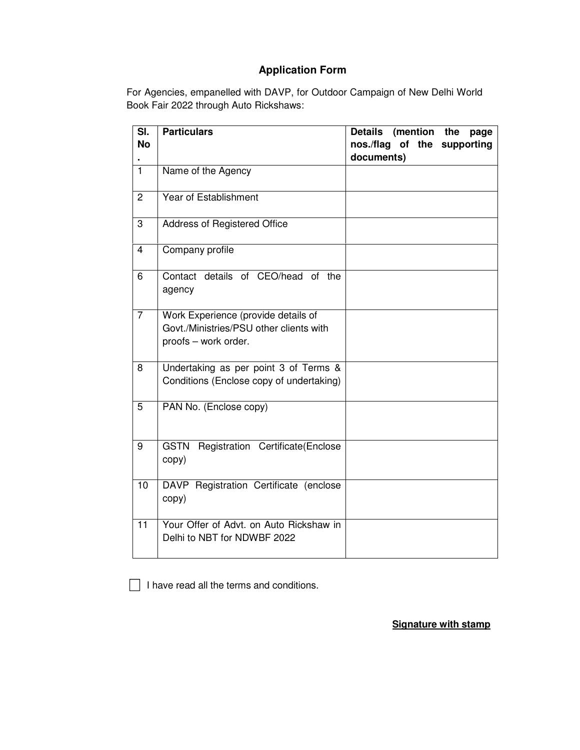## Application Form

For Agencies, empanelled with DAVP, for Outdoor Campaign of New Delhi World Book Fair 2022 through Auto Rickshaws:

| Sl. No. | Particulars | Details (mention the page nos./flag of the supporting documents) |
|---|---|---|
| 1 | Name of the Agency | |
| 2 | Year of Establishment | |
| 3 | Address of Registered Office | |
| 4 | Company profile | |
| 6 | Contact details of CEO/head of the agency | |
| 7 | Work Experience (provide details of Govt./Ministries/PSU other clients with proofs – work order. | |
| 8 | Undertaking as per point 3 of Terms & Conditions (Enclose copy of undertaking) | |
| 5 | PAN No. (Enclose copy) | |
| 9 | GSTN Registration Certificate(Enclose copy) | |
| 10 | DAVP Registration Certificate (enclose copy) | |
| 11 | Your Offer of Advt. on Auto Rickshaw in Delhi to NBT for NDWBF 2022 | |

☐ I have read all the terms and conditions.

**Signature with stamp**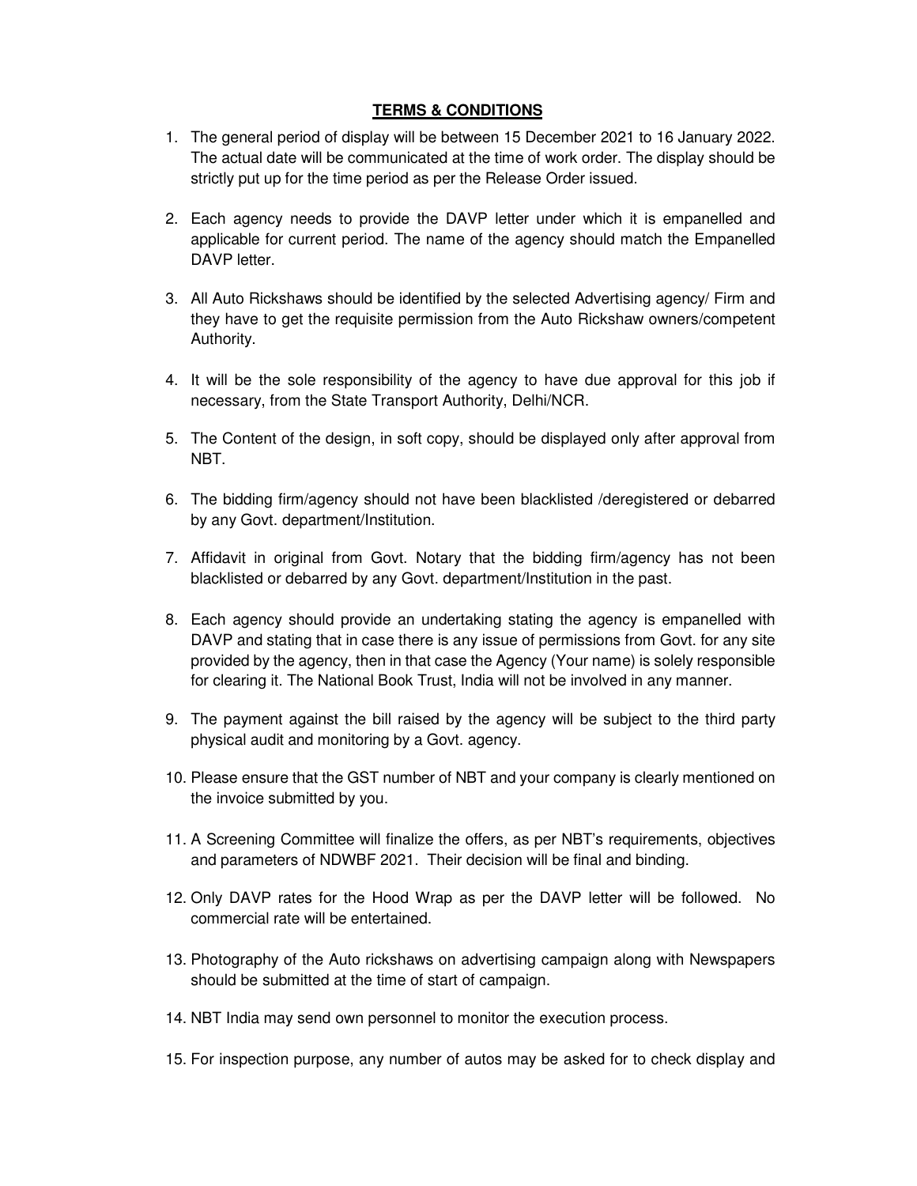**TERMS & CONDITIONS**

1. The general period of display will be between 15 December 2021 to 16 January 2022. The actual date will be communicated at the time of work order. The display should be strictly put up for the time period as per the Release Order issued.

2. Each agency needs to provide the DAVP letter under which it is empanelled and applicable for current period. The name of the agency should match the Empanelled DAVP letter.

3. All Auto Rickshaws should be identified by the selected Advertising agency/ Firm and they have to get the requisite permission from the Auto Rickshaw owners/competent Authority.

4. It will be the sole responsibility of the agency to have due approval for this job if necessary, from the State Transport Authority, Delhi/NCR.

5. The Content of the design, in soft copy, should be displayed only after approval from NBT.

6. The bidding firm/agency should not have been blacklisted /deregistered or debarred by any Govt. department/Institution.

7. Affidavit in original from Govt. Notary that the bidding firm/agency has not been blacklisted or debarred by any Govt. department/Institution in the past.

8. Each agency should provide an undertaking stating the agency is empanelled with DAVP and stating that in case there is any issue of permissions from Govt. for any site provided by the agency, then in that case the Agency (Your name) is solely responsible for clearing it. The National Book Trust, India will not be involved in any manner.

9. The payment against the bill raised by the agency will be subject to the third party physical audit and monitoring by a Govt. agency.

10. Please ensure that the GST number of NBT and your company is clearly mentioned on the invoice submitted by you.

11. A Screening Committee will finalize the offers, as per NBT's requirements, objectives and parameters of NDWBF 2021. Their decision will be final and binding.

12. Only DAVP rates for the Hood Wrap as per the DAVP letter will be followed. No commercial rate will be entertained.

13. Photography of the Auto rickshaws on advertising campaign along with Newspapers should be submitted at the time of start of campaign.

14. NBT India may send own personnel to monitor the execution process.

15. For inspection purpose, any number of autos may be asked for to check display and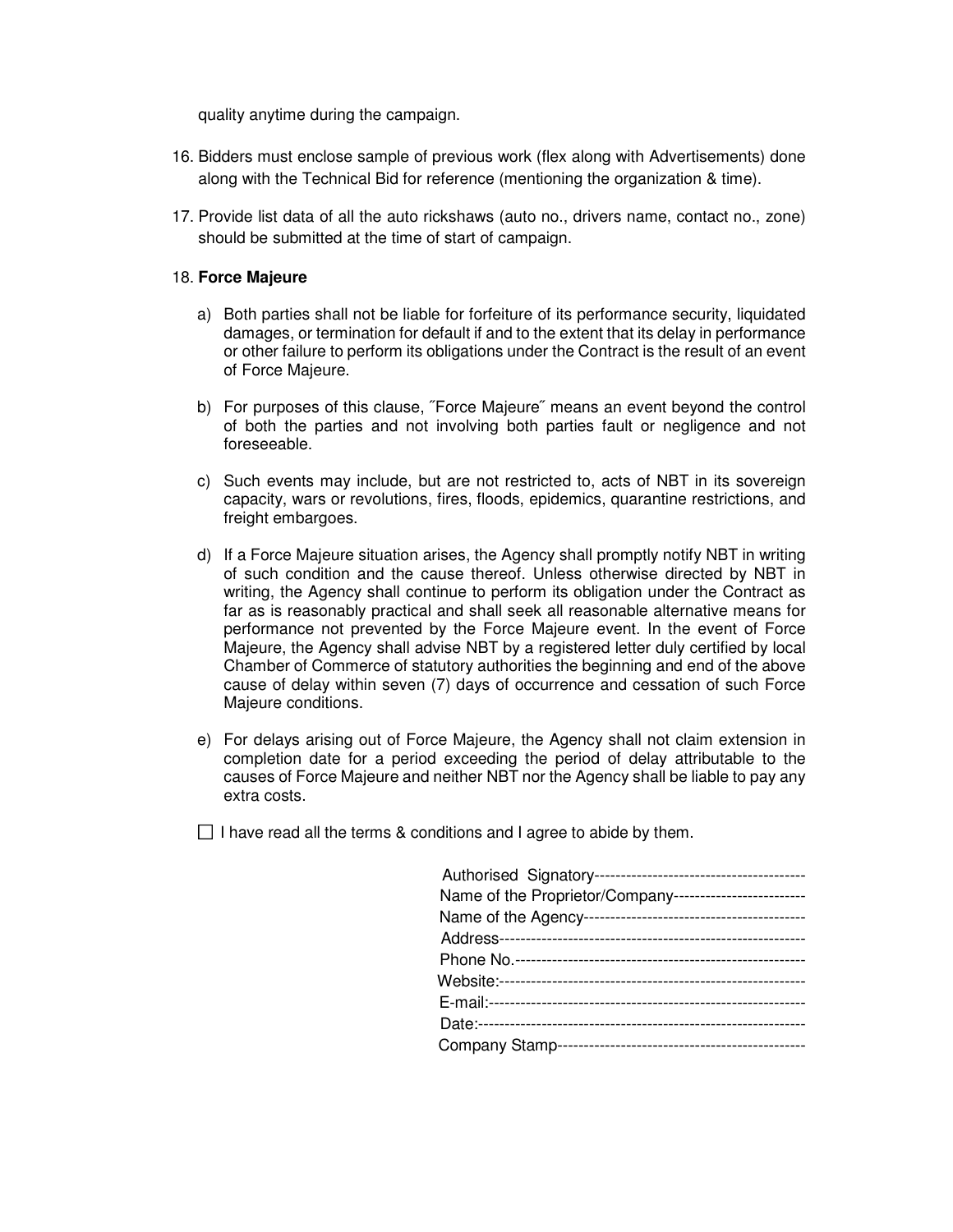quality anytime during the campaign.

16. Bidders must enclose sample of previous work (flex along with Advertisements) done along with the Technical Bid for reference (mentioning the organization & time).

17. Provide list data of all the auto rickshaws (auto no., drivers name, contact no., zone) should be submitted at the time of start of campaign.

18. **Force Majeure**

   a) Both parties shall not be liable for forfeiture of its performance security, liquidated damages, or termination for default if and to the extent that its delay in performance or other failure to perform its obligations under the Contract is the result of an event of Force Majeure.

   b) For purposes of this clause, ˝Force Majeure˝ means an event beyond the control of both the parties and not involving both parties fault or negligence and not foreseeable.

   c) Such events may include, but are not restricted to, acts of NBT in its sovereign capacity, wars or revolutions, fires, floods, epidemics, quarantine restrictions, and freight embargoes.

   d) If a Force Majeure situation arises, the Agency shall promptly notify NBT in writing of such condition and the cause thereof. Unless otherwise directed by NBT in writing, the Agency shall continue to perform its obligation under the Contract as far as is reasonably practical and shall seek all reasonable alternative means for performance not prevented by the Force Majeure event. In the event of Force Majeure, the Agency shall advise NBT by a registered letter duly certified by local Chamber of Commerce of statutory authorities the beginning and end of the above cause of delay within seven (7) days of occurrence and cessation of such Force Majeure conditions.

   e) For delays arising out of Force Majeure, the Agency shall not claim extension in completion date for a period exceeding the period of delay attributable to the causes of Force Majeure and neither NBT nor the Agency shall be liable to pay any extra costs.

☐ I have read all the terms & conditions and I agree to abide by them.

Authorised Signatory----------------------------------------
Name of the Proprietor/Company-------------------------
Name of the Agency------------------------------------------
Address----------------------------------------------------------
Phone No.-------------------------------------------------------
Website:---------------------------------------------------------
E-mail:-----------------------------------------------------------
Date:-------------------------------------------------------------
Company Stamp-----------------------------------------------